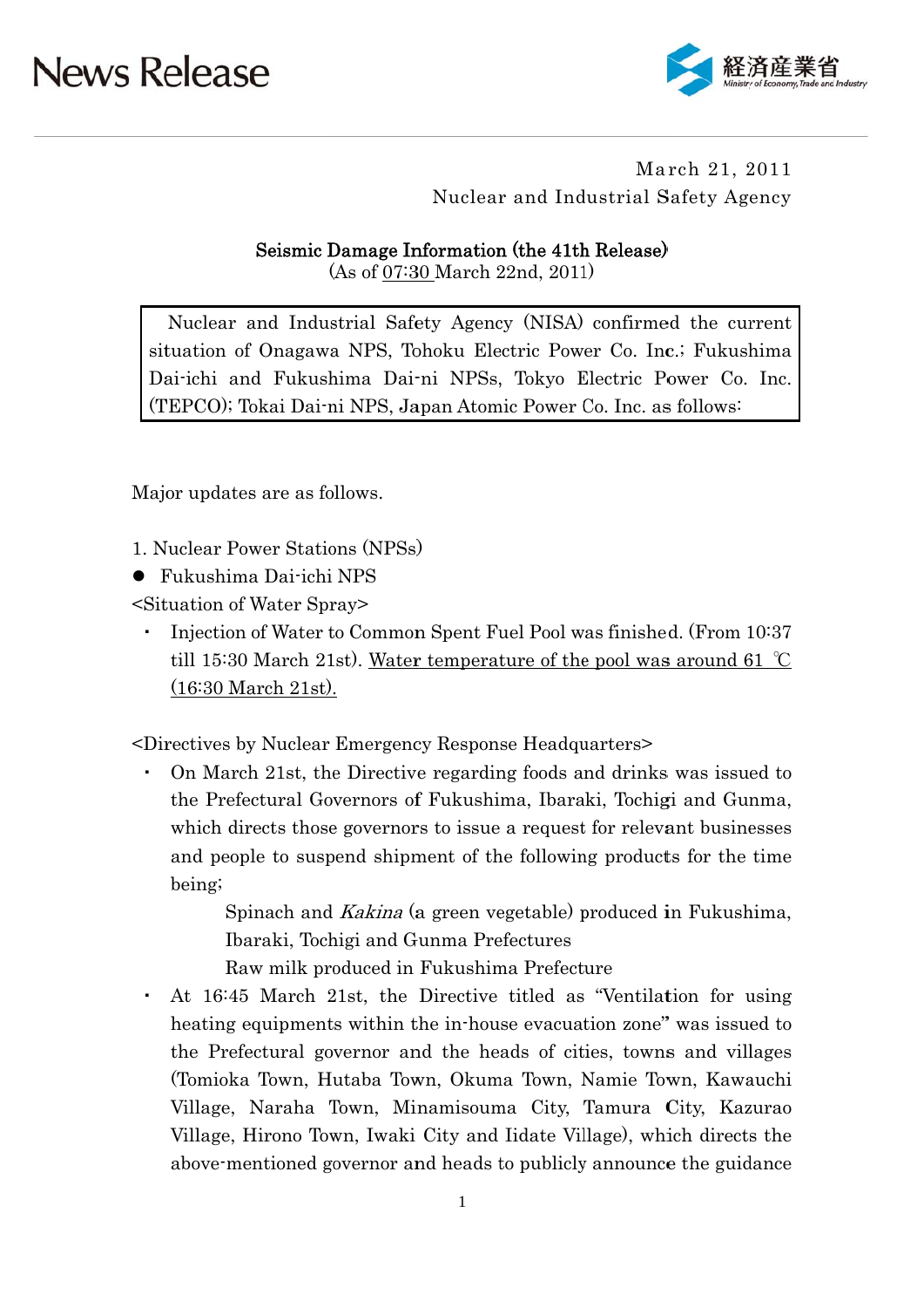# News Release

経済産業省
Ministry of Economy, Trade and Industry

March 21, 2011
Nuclear and Industrial Safety Agency

## Seismic Damage Information (the 41th Release)

(As of <u>07:30</u> March 22nd, 2011)

> Nuclear and Industrial Safety Agency (NISA) confirmed the current situation of Onagawa NPS, Tohoku Electric Power Co. Inc.; Fukushima Dai-ichi and Fukushima Dai-ni NPSs, Tokyo Electric Power Co. Inc. (TEPCO); Tokai Dai-ni NPS, Japan Atomic Power Co. Inc. as follows:

Major updates are as follows.

1. Nuclear Power Stations (NPSs)

- Fukushima Dai-ichi NPS

<Situation of Water Spray>

- Injection of Water to Common Spent Fuel Pool was finished. (From 10:37 till 15:30 March 21st). <u>Water temperature of the pool was around 61 ℃ (16:30 March 21st).</u>

<Directives by Nuclear Emergency Response Headquarters>

- On March 21st, the Directive regarding foods and drinks was issued to the Prefectural Governors of Fukushima, Ibaraki, Tochigi and Gunma, which directs those governors to issue a request for relevant businesses and people to suspend shipment of the following products for the time being;

  Spinach and *Kakina* (a green vegetable) produced in Fukushima, Ibaraki, Tochigi and Gunma Prefectures

  Raw milk produced in Fukushima Prefecture

- At 16:45 March 21st, the Directive titled as "Ventilation for using heating equipments within the in-house evacuation zone" was issued to the Prefectural governor and the heads of cities, towns and villages (Tomioka Town, Hutaba Town, Okuma Town, Namie Town, Kawauchi Village, Naraha Town, Minamisouma City, Tamura City, Kazurao Village, Hirono Town, Iwaki City and Iidate Village), which directs the above-mentioned governor and heads to publicly announce the guidance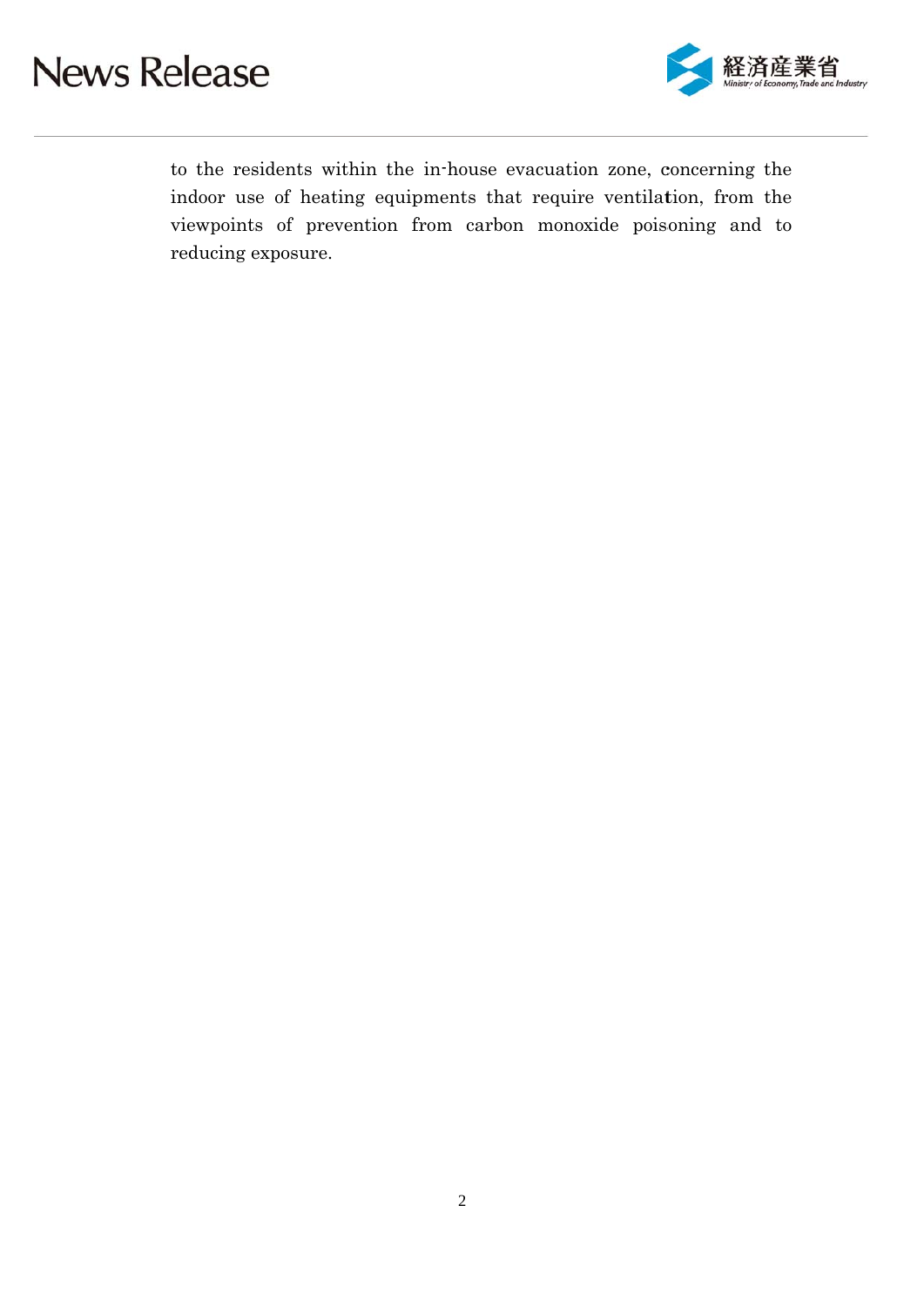to the residents within the in-house evacuation zone, concerning the indoor use of heating equipments that require ventilation, from the viewpoints of prevention from carbon monoxide poisoning and to reducing exposure.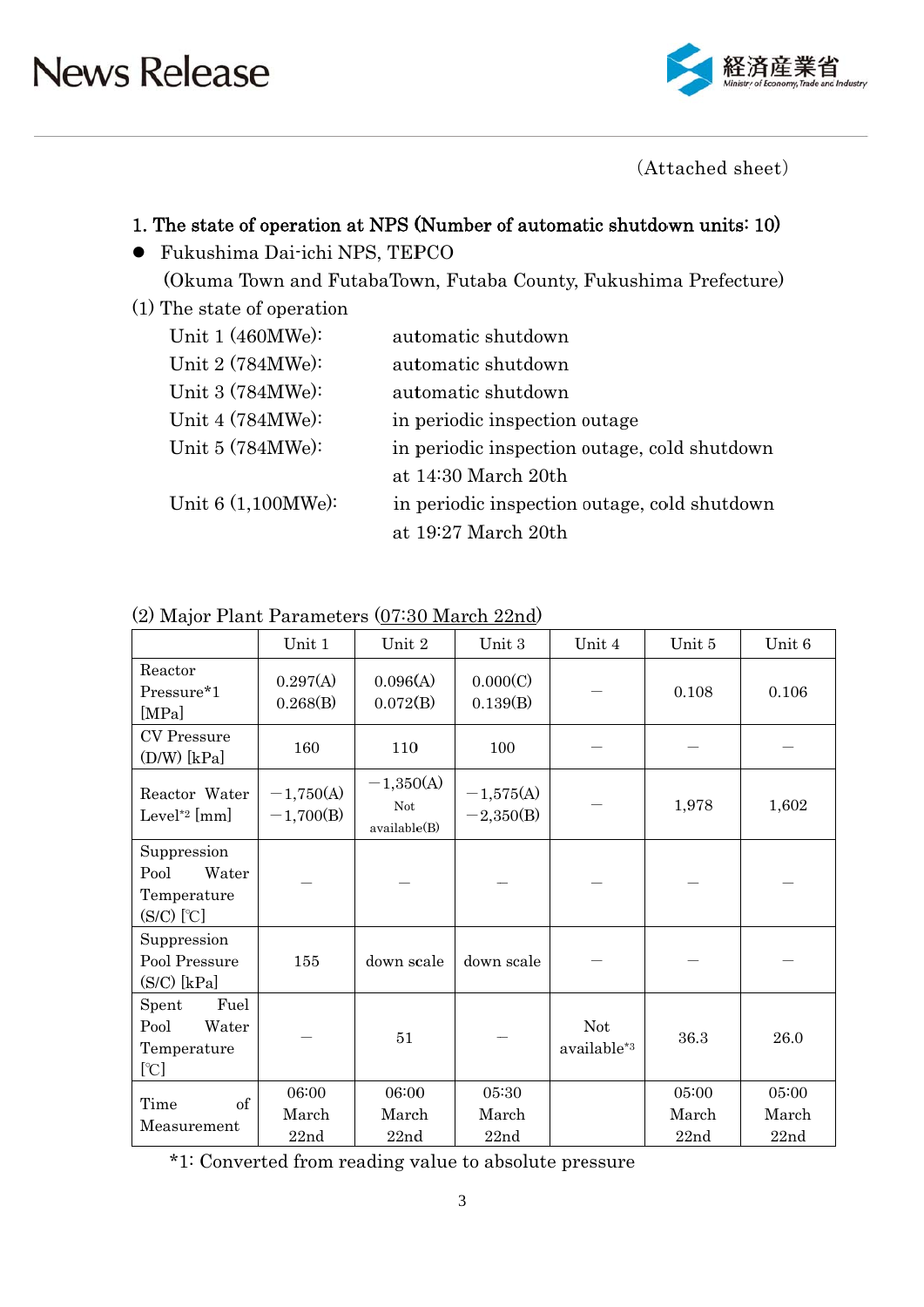(Attached sheet)

1. The state of operation at NPS (Number of automatic shutdown units: 10)

- Fukushima Dai-ichi NPS, TEPCO
  (Okuma Town and FutabaTown, Futaba County, Fukushima Prefecture)

(1) The state of operation

Unit 1 (460MWe): automatic shutdown
Unit 2 (784MWe): automatic shutdown
Unit 3 (784MWe): automatic shutdown
Unit 4 (784MWe): in periodic inspection outage
Unit 5 (784MWe): in periodic inspection outage, cold shutdown at 14:30 March 20th
Unit 6 (1,100MWe): in periodic inspection outage, cold shutdown at 19:27 March 20th

(2) Major Plant Parameters (07:30 March 22nd)

| | Unit 1 | Unit 2 | Unit 3 | Unit 4 | Unit 5 | Unit 6 |
|---|---|---|---|---|---|---|
| Reactor Pressure*1 [MPa] | 0.297(A) 0.268(B) | 0.096(A) 0.072(B) | 0.000(C) 0.139(B) | — | 0.108 | 0.106 |
| CV Pressure (D/W) [kPa] | 160 | 110 | 100 | — | — | — |
| Reactor Water Level*2 [mm] | −1,750(A) −1,700(B) | −1,350(A) Not available(B) | −1,575(A) −2,350(B) | — | 1,978 | 1,602 |
| Suppression Pool Water Temperature (S/C) [℃] | — | — | — | — | — | — |
| Suppression Pool Pressure (S/C) [kPa] | 155 | down scale | down scale | — | — | — |
| Spent Fuel Pool Water Temperature [℃] | — | 51 | — | Not available*3 | 36.3 | 26.0 |
| Time of Measurement | 06:00 March 22nd | 06:00 March 22nd | 05:30 March 22nd | | 05:00 March 22nd | 05:00 March 22nd |

*1: Converted from reading value to absolute pressure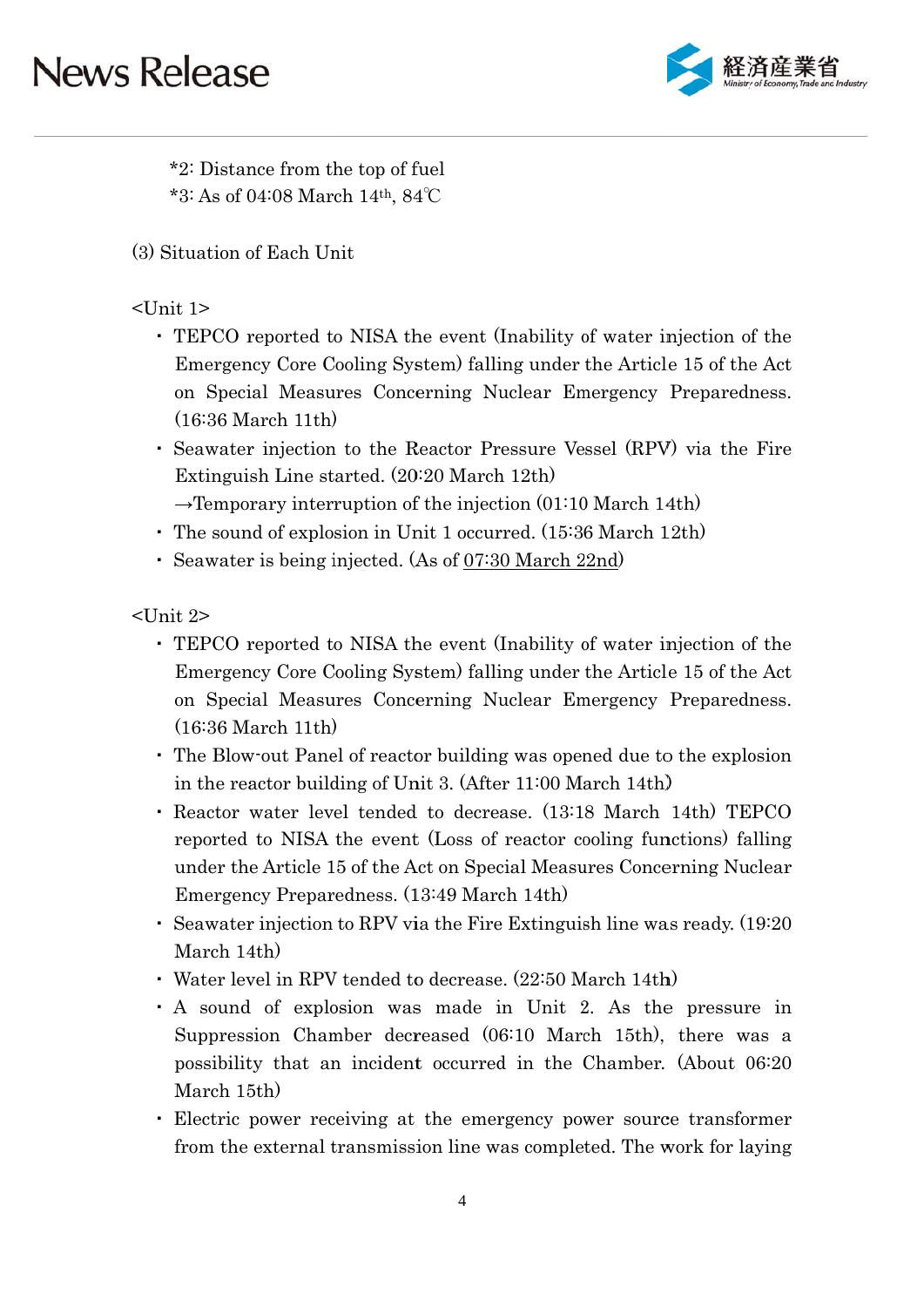*2: Distance from the top of fuel
*3: As of 04:08 March 14th, 84℃

(3) Situation of Each Unit

<Unit 1>

- TEPCO reported to NISA the event (Inability of water injection of the Emergency Core Cooling System) falling under the Article 15 of the Act on Special Measures Concerning Nuclear Emergency Preparedness. (16:36 March 11th)
- Seawater injection to the Reactor Pressure Vessel (RPV) via the Fire Extinguish Line started. (20:20 March 12th)
  →Temporary interruption of the injection (01:10 March 14th)
- The sound of explosion in Unit 1 occurred. (15:36 March 12th)
- Seawater is being injected. (As of 07:30 March 22nd)

<Unit 2>

- TEPCO reported to NISA the event (Inability of water injection of the Emergency Core Cooling System) falling under the Article 15 of the Act on Special Measures Concerning Nuclear Emergency Preparedness. (16:36 March 11th)
- The Blow-out Panel of reactor building was opened due to the explosion in the reactor building of Unit 3. (After 11:00 March 14th)
- Reactor water level tended to decrease. (13:18 March 14th) TEPCO reported to NISA the event (Loss of reactor cooling functions) falling under the Article 15 of the Act on Special Measures Concerning Nuclear Emergency Preparedness. (13:49 March 14th)
- Seawater injection to RPV via the Fire Extinguish line was ready. (19:20 March 14th)
- Water level in RPV tended to decrease. (22:50 March 14th)
- A sound of explosion was made in Unit 2. As the pressure in Suppression Chamber decreased (06:10 March 15th), there was a possibility that an incident occurred in the Chamber. (About 06:20 March 15th)
- Electric power receiving at the emergency power source transformer from the external transmission line was completed. The work for laying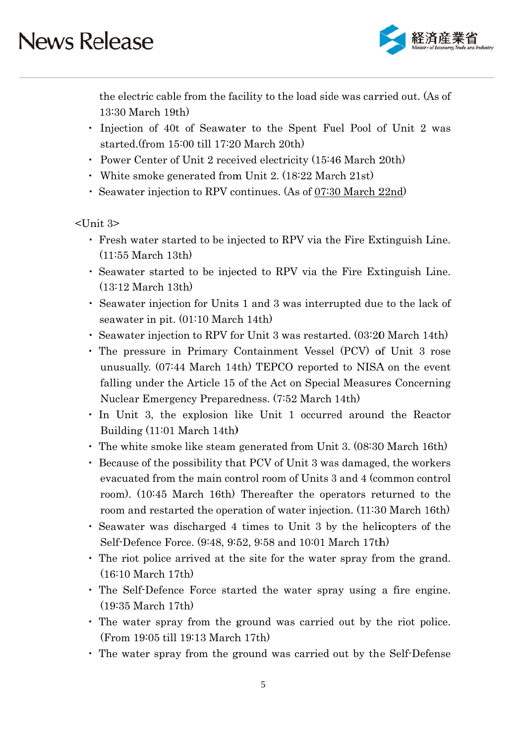the electric cable from the facility to the load side was carried out. (As of 13:30 March 19th)

- Injection of 40t of Seawater to the Spent Fuel Pool of Unit 2 was started.(from 15:00 till 17:20 March 20th)
- Power Center of Unit 2 received electricity (15:46 March 20th)
- White smoke generated from Unit 2. (18:22 March 21st)
- Seawater injection to RPV continues. (As of 07:30 March 22nd)

<Unit 3>

- Fresh water started to be injected to RPV via the Fire Extinguish Line. (11:55 March 13th)
- Seawater started to be injected to RPV via the Fire Extinguish Line. (13:12 March 13th)
- Seawater injection for Units 1 and 3 was interrupted due to the lack of seawater in pit. (01:10 March 14th)
- Seawater injection to RPV for Unit 3 was restarted. (03:20 March 14th)
- The pressure in Primary Containment Vessel (PCV) of Unit 3 rose unusually. (07:44 March 14th) TEPCO reported to NISA on the event falling under the Article 15 of the Act on Special Measures Concerning Nuclear Emergency Preparedness. (7:52 March 14th)
- In Unit 3, the explosion like Unit 1 occurred around the Reactor Building (11:01 March 14th)
- The white smoke like steam generated from Unit 3. (08:30 March 16th)
- Because of the possibility that PCV of Unit 3 was damaged, the workers evacuated from the main control room of Units 3 and 4 (common control room). (10:45 March 16th) Thereafter the operators returned to the room and restarted the operation of water injection. (11:30 March 16th)
- Seawater was discharged 4 times to Unit 3 by the helicopters of the Self-Defence Force. (9:48, 9:52, 9:58 and 10:01 March 17th)
- The riot police arrived at the site for the water spray from the grand. (16:10 March 17th)
- The Self-Defence Force started the water spray using a fire engine. (19:35 March 17th)
- The water spray from the ground was carried out by the riot police. (From 19:05 till 19:13 March 17th)
- The water spray from the ground was carried out by the Self-Defense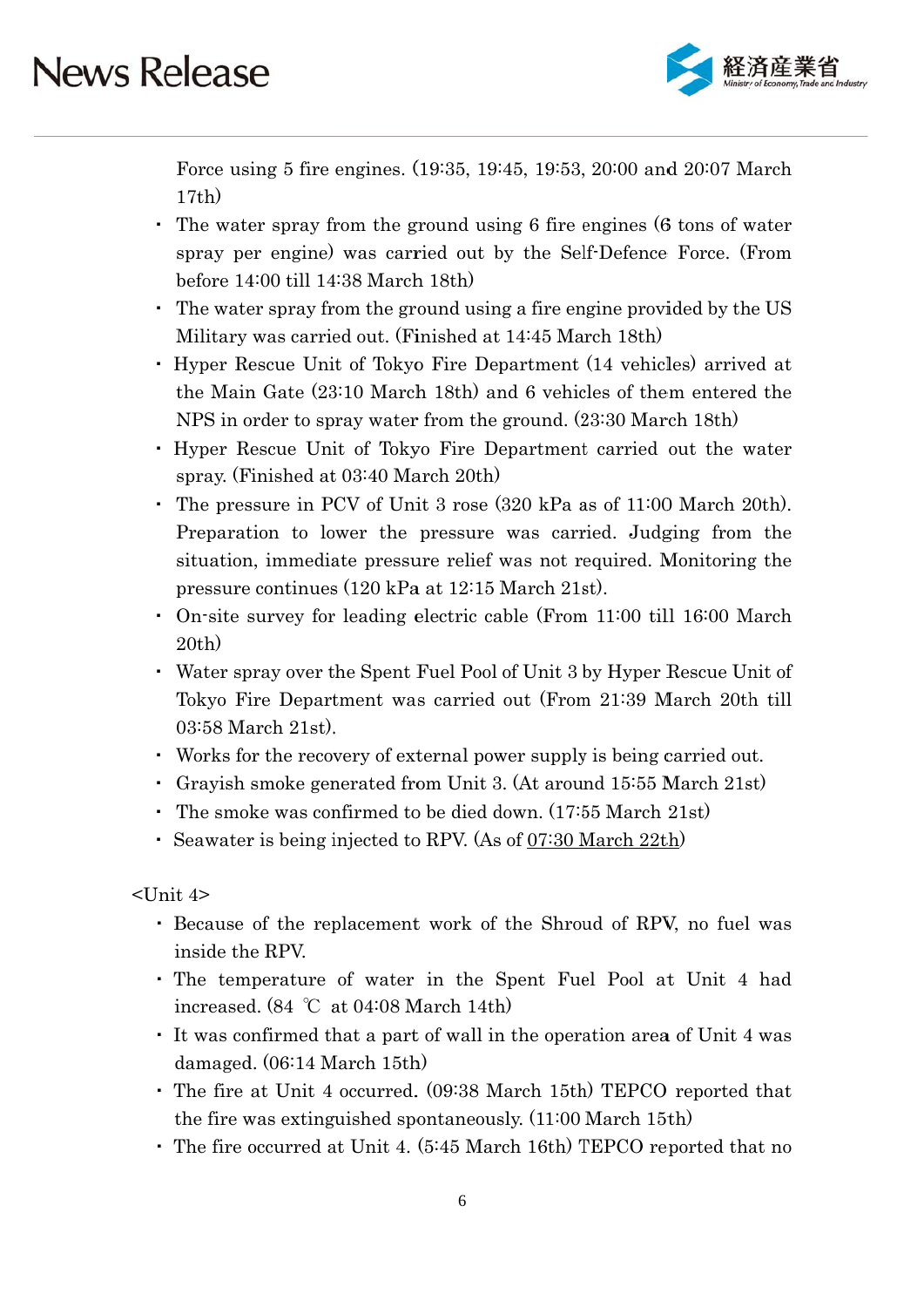Force using 5 fire engines. (19:35, 19:45, 19:53, 20:00 and 20:07 March 17th)

- The water spray from the ground using 6 fire engines (6 tons of water spray per engine) was carried out by the Self-Defence Force. (From before 14:00 till 14:38 March 18th)
- The water spray from the ground using a fire engine provided by the US Military was carried out. (Finished at 14:45 March 18th)
- Hyper Rescue Unit of Tokyo Fire Department (14 vehicles) arrived at the Main Gate (23:10 March 18th) and 6 vehicles of them entered the NPS in order to spray water from the ground. (23:30 March 18th)
- Hyper Rescue Unit of Tokyo Fire Department carried out the water spray. (Finished at 03:40 March 20th)
- The pressure in PCV of Unit 3 rose (320 kPa as of 11:00 March 20th). Preparation to lower the pressure was carried. Judging from the situation, immediate pressure relief was not required. Monitoring the pressure continues (120 kPa at 12:15 March 21st).
- On-site survey for leading electric cable (From 11:00 till 16:00 March 20th)
- Water spray over the Spent Fuel Pool of Unit 3 by Hyper Rescue Unit of Tokyo Fire Department was carried out (From 21:39 March 20th till 03:58 March 21st).
- Works for the recovery of external power supply is being carried out.
- Grayish smoke generated from Unit 3. (At around 15:55 March 21st)
- The smoke was confirmed to be died down. (17:55 March 21st)
- Seawater is being injected to RPV. (As of 07:30 March 22th)

<Unit 4>

- Because of the replacement work of the Shroud of RPV, no fuel was inside the RPV.
- The temperature of water in the Spent Fuel Pool at Unit 4 had increased. (84 ℃ at 04:08 March 14th)
- It was confirmed that a part of wall in the operation area of Unit 4 was damaged. (06:14 March 15th)
- The fire at Unit 4 occurred. (09:38 March 15th) TEPCO reported that the fire was extinguished spontaneously. (11:00 March 15th)
- The fire occurred at Unit 4. (5:45 March 16th) TEPCO reported that no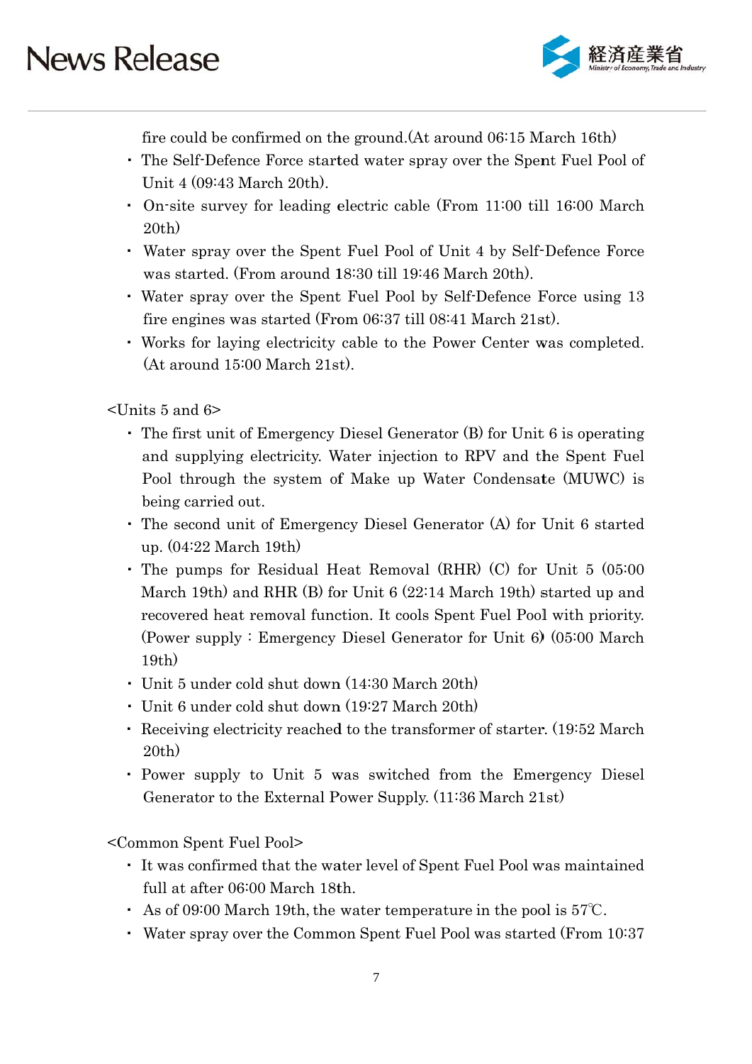fire could be confirmed on the ground.(At around 06:15 March 16th)

- The Self-Defence Force started water spray over the Spent Fuel Pool of Unit 4 (09:43 March 20th).
- On-site survey for leading electric cable (From 11:00 till 16:00 March 20th)
- Water spray over the Spent Fuel Pool of Unit 4 by Self-Defence Force was started. (From around 18:30 till 19:46 March 20th).
- Water spray over the Spent Fuel Pool by Self-Defence Force using 13 fire engines was started (From 06:37 till 08:41 March 21st).
- Works for laying electricity cable to the Power Center was completed. (At around 15:00 March 21st).

<Units 5 and 6>

- The first unit of Emergency Diesel Generator (B) for Unit 6 is operating and supplying electricity. Water injection to RPV and the Spent Fuel Pool through the system of Make up Water Condensate (MUWC) is being carried out.
- The second unit of Emergency Diesel Generator (A) for Unit 6 started up. (04:22 March 19th)
- The pumps for Residual Heat Removal (RHR) (C) for Unit 5 (05:00 March 19th) and RHR (B) for Unit 6 (22:14 March 19th) started up and recovered heat removal function. It cools Spent Fuel Pool with priority. (Power supply : Emergency Diesel Generator for Unit 6) (05:00 March 19th)
- Unit 5 under cold shut down (14:30 March 20th)
- Unit 6 under cold shut down (19:27 March 20th)
- Receiving electricity reached to the transformer of starter. (19:52 March 20th)
- Power supply to Unit 5 was switched from the Emergency Diesel Generator to the External Power Supply. (11:36 March 21st)

<Common Spent Fuel Pool>

- It was confirmed that the water level of Spent Fuel Pool was maintained full at after 06:00 March 18th.
- As of 09:00 March 19th, the water temperature in the pool is 57℃.
- Water spray over the Common Spent Fuel Pool was started (From 10:37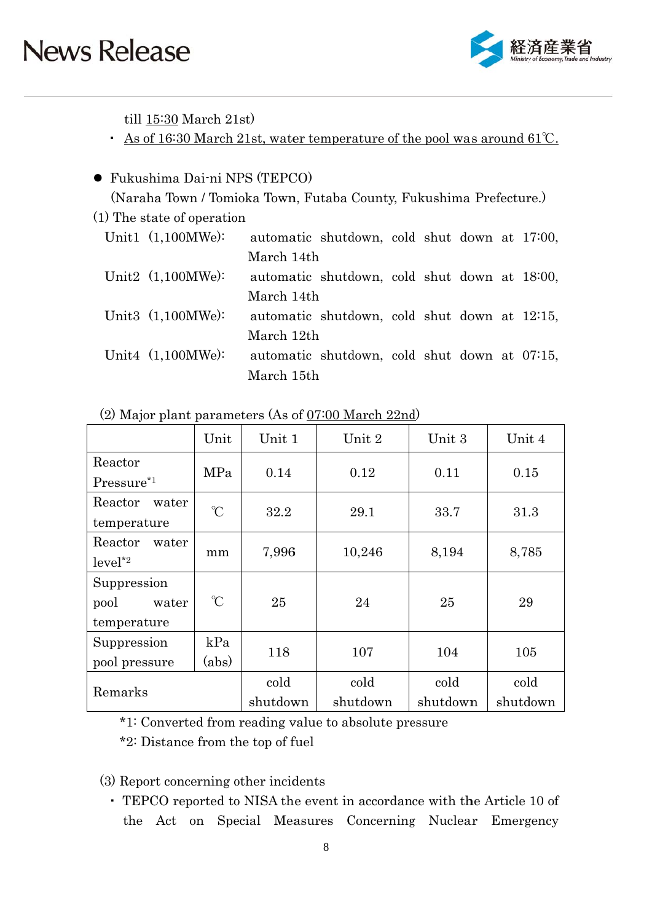till 15:30 March 21st)

- As of 16:30 March 21st, water temperature of the pool was around 61℃.

- Fukushima Dai-ni NPS (TEPCO)
  (Naraha Town / Tomioka Town, Futaba County, Fukushima Prefecture.)

(1) The state of operation

Unit1 (1,100MWe): automatic shutdown, cold shut down at 17:00, March 14th

Unit2 (1,100MWe): automatic shutdown, cold shut down at 18:00, March 14th

Unit3 (1,100MWe): automatic shutdown, cold shut down at 12:15, March 12th

Unit4 (1,100MWe): automatic shutdown, cold shut down at 07:15, March 15th

(2) Major plant parameters (As of 07:00 March 22nd)

| | Unit | Unit 1 | Unit 2 | Unit 3 | Unit 4 |
|---|---|---|---|---|---|
| Reactor Pressure*1 | MPa | 0.14 | 0.12 | 0.11 | 0.15 |
| Reactor water temperature | ℃ | 32.2 | 29.1 | 33.7 | 31.3 |
| Reactor water level*2 | mm | 7,996 | 10,246 | 8,194 | 8,785 |
| Suppression pool water temperature | ℃ | 25 | 24 | 25 | 29 |
| Suppression pool pressure | kPa (abs) | 118 | 107 | 104 | 105 |
| Remarks | | cold shutdown | cold shutdown | cold shutdown | cold shutdown |

*1: Converted from reading value to absolute pressure

*2: Distance from the top of fuel

(3) Report concerning other incidents

- TEPCO reported to NISA the event in accordance with the Article 10 of the Act on Special Measures Concerning Nuclear Emergency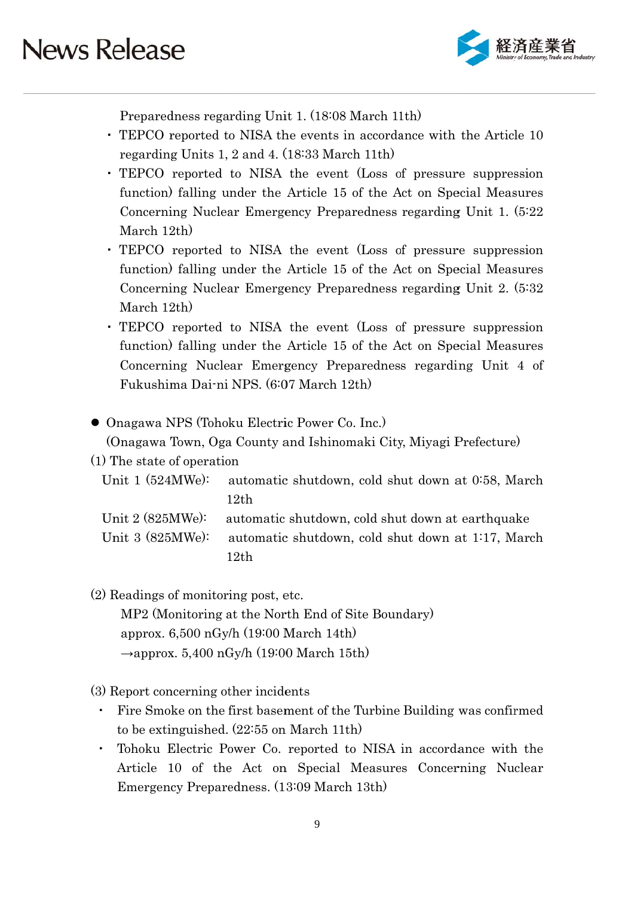Preparedness regarding Unit 1. (18:08 March 11th)

- TEPCO reported to NISA the events in accordance with the Article 10 regarding Units 1, 2 and 4. (18:33 March 11th)
- TEPCO reported to NISA the event (Loss of pressure suppression function) falling under the Article 15 of the Act on Special Measures Concerning Nuclear Emergency Preparedness regarding Unit 1. (5:22 March 12th)
- TEPCO reported to NISA the event (Loss of pressure suppression function) falling under the Article 15 of the Act on Special Measures Concerning Nuclear Emergency Preparedness regarding Unit 2. (5:32 March 12th)
- TEPCO reported to NISA the event (Loss of pressure suppression function) falling under the Article 15 of the Act on Special Measures Concerning Nuclear Emergency Preparedness regarding Unit 4 of Fukushima Dai-ni NPS. (6:07 March 12th)

- Onagawa NPS (Tohoku Electric Power Co. Inc.)
  (Onagawa Town, Oga County and Ishinomaki City, Miyagi Prefecture)

(1) The state of operation

Unit 1 (524MWe): automatic shutdown, cold shut down at 0:58, March 12th
Unit 2 (825MWe): automatic shutdown, cold shut down at earthquake
Unit 3 (825MWe): automatic shutdown, cold shut down at 1:17, March 12th

(2) Readings of monitoring post, etc.

MP2 (Monitoring at the North End of Site Boundary)
approx. 6,500 nGy/h (19:00 March 14th)
→approx. 5,400 nGy/h (19:00 March 15th)

(3) Report concerning other incidents

- Fire Smoke on the first basement of the Turbine Building was confirmed to be extinguished. (22:55 on March 11th)
- Tohoku Electric Power Co. reported to NISA in accordance with the Article 10 of the Act on Special Measures Concerning Nuclear Emergency Preparedness. (13:09 March 13th)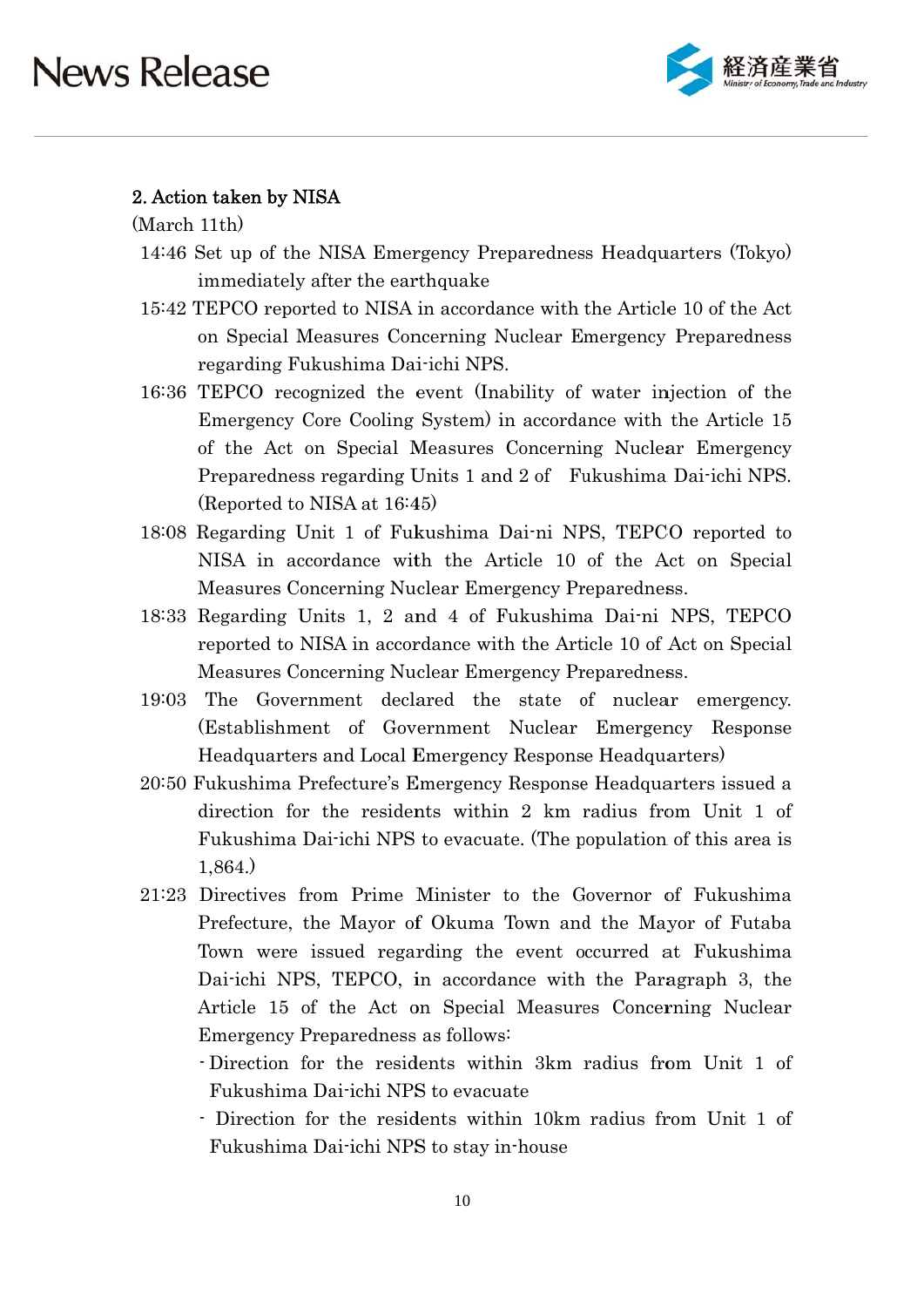## 2. Action taken by NISA

(March 11th)

14:46 Set up of the NISA Emergency Preparedness Headquarters (Tokyo) immediately after the earthquake

15:42 TEPCO reported to NISA in accordance with the Article 10 of the Act on Special Measures Concerning Nuclear Emergency Preparedness regarding Fukushima Dai-ichi NPS.

16:36 TEPCO recognized the event (Inability of water injection of the Emergency Core Cooling System) in accordance with the Article 15 of the Act on Special Measures Concerning Nuclear Emergency Preparedness regarding Units 1 and 2 of Fukushima Dai-ichi NPS. (Reported to NISA at 16:45)

18:08 Regarding Unit 1 of Fukushima Dai-ni NPS, TEPCO reported to NISA in accordance with the Article 10 of the Act on Special Measures Concerning Nuclear Emergency Preparedness.

18:33 Regarding Units 1, 2 and 4 of Fukushima Dai-ni NPS, TEPCO reported to NISA in accordance with the Article 10 of Act on Special Measures Concerning Nuclear Emergency Preparedness.

19:03 The Government declared the state of nuclear emergency. (Establishment of Government Nuclear Emergency Response Headquarters and Local Emergency Response Headquarters)

20:50 Fukushima Prefecture's Emergency Response Headquarters issued a direction for the residents within 2 km radius from Unit 1 of Fukushima Dai-ichi NPS to evacuate. (The population of this area is 1,864.)

21:23 Directives from Prime Minister to the Governor of Fukushima Prefecture, the Mayor of Okuma Town and the Mayor of Futaba Town were issued regarding the event occurred at Fukushima Dai-ichi NPS, TEPCO, in accordance with the Paragraph 3, the Article 15 of the Act on Special Measures Concerning Nuclear Emergency Preparedness as follows:

- Direction for the residents within 3km radius from Unit 1 of Fukushima Dai-ichi NPS to evacuate
- Direction for the residents within 10km radius from Unit 1 of Fukushima Dai-ichi NPS to stay in-house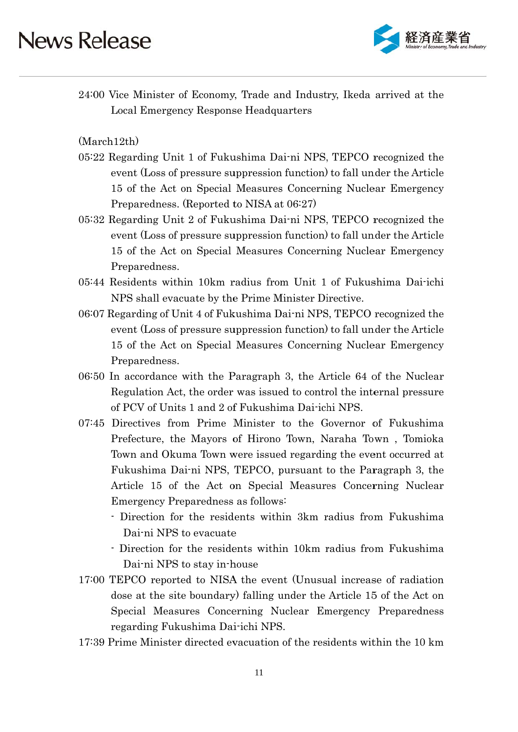24:00 Vice Minister of Economy, Trade and Industry, Ikeda arrived at the Local Emergency Response Headquarters

(March12th)

05:22 Regarding Unit 1 of Fukushima Dai-ni NPS, TEPCO recognized the event (Loss of pressure suppression function) to fall under the Article 15 of the Act on Special Measures Concerning Nuclear Emergency Preparedness. (Reported to NISA at 06:27)

05:32 Regarding Unit 2 of Fukushima Dai-ni NPS, TEPCO recognized the event (Loss of pressure suppression function) to fall under the Article 15 of the Act on Special Measures Concerning Nuclear Emergency Preparedness.

05:44 Residents within 10km radius from Unit 1 of Fukushima Dai-ichi NPS shall evacuate by the Prime Minister Directive.

06:07 Regarding of Unit 4 of Fukushima Dai-ni NPS, TEPCO recognized the event (Loss of pressure suppression function) to fall under the Article 15 of the Act on Special Measures Concerning Nuclear Emergency Preparedness.

06:50 In accordance with the Paragraph 3, the Article 64 of the Nuclear Regulation Act, the order was issued to control the internal pressure of PCV of Units 1 and 2 of Fukushima Dai-ichi NPS.

07:45 Directives from Prime Minister to the Governor of Fukushima Prefecture, the Mayors of Hirono Town, Naraha Town , Tomioka Town and Okuma Town were issued regarding the event occurred at Fukushima Dai-ni NPS, TEPCO, pursuant to the Paragraph 3, the Article 15 of the Act on Special Measures Concerning Nuclear Emergency Preparedness as follows:

- Direction for the residents within 3km radius from Fukushima Dai-ni NPS to evacuate
- Direction for the residents within 10km radius from Fukushima Dai-ni NPS to stay in-house

17:00 TEPCO reported to NISA the event (Unusual increase of radiation dose at the site boundary) falling under the Article 15 of the Act on Special Measures Concerning Nuclear Emergency Preparedness regarding Fukushima Dai-ichi NPS.

17:39 Prime Minister directed evacuation of the residents within the 10 km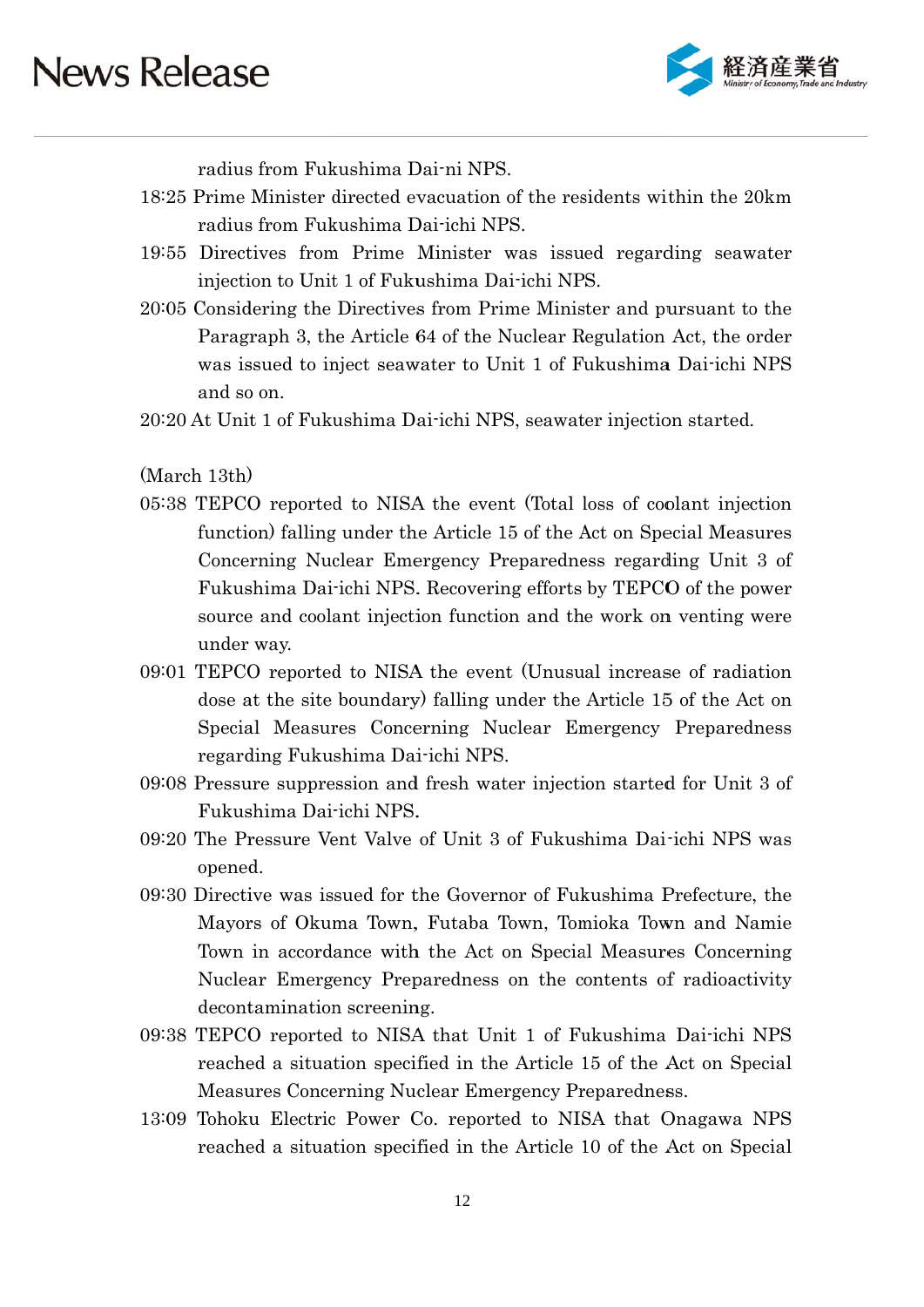radius from Fukushima Dai-ni NPS.

18:25 Prime Minister directed evacuation of the residents within the 20km radius from Fukushima Dai-ichi NPS.

19:55 Directives from Prime Minister was issued regarding seawater injection to Unit 1 of Fukushima Dai-ichi NPS.

20:05 Considering the Directives from Prime Minister and pursuant to the Paragraph 3, the Article 64 of the Nuclear Regulation Act, the order was issued to inject seawater to Unit 1 of Fukushima Dai-ichi NPS and so on.

20:20 At Unit 1 of Fukushima Dai-ichi NPS, seawater injection started.

(March 13th)

05:38 TEPCO reported to NISA the event (Total loss of coolant injection function) falling under the Article 15 of the Act on Special Measures Concerning Nuclear Emergency Preparedness regarding Unit 3 of Fukushima Dai-ichi NPS. Recovering efforts by TEPCO of the power source and coolant injection function and the work on venting were under way.

09:01 TEPCO reported to NISA the event (Unusual increase of radiation dose at the site boundary) falling under the Article 15 of the Act on Special Measures Concerning Nuclear Emergency Preparedness regarding Fukushima Dai-ichi NPS.

09:08 Pressure suppression and fresh water injection started for Unit 3 of Fukushima Dai-ichi NPS.

09:20 The Pressure Vent Valve of Unit 3 of Fukushima Dai-ichi NPS was opened.

09:30 Directive was issued for the Governor of Fukushima Prefecture, the Mayors of Okuma Town, Futaba Town, Tomioka Town and Namie Town in accordance with the Act on Special Measures Concerning Nuclear Emergency Preparedness on the contents of radioactivity decontamination screening.

09:38 TEPCO reported to NISA that Unit 1 of Fukushima Dai-ichi NPS reached a situation specified in the Article 15 of the Act on Special Measures Concerning Nuclear Emergency Preparedness.

13:09 Tohoku Electric Power Co. reported to NISA that Onagawa NPS reached a situation specified in the Article 10 of the Act on Special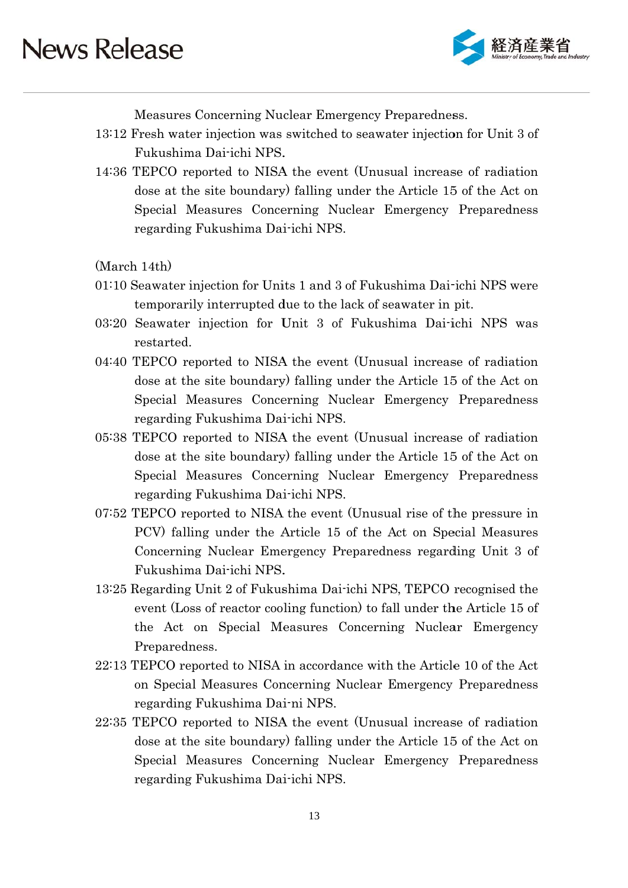Measures Concerning Nuclear Emergency Preparedness.

13:12 Fresh water injection was switched to seawater injection for Unit 3 of Fukushima Dai-ichi NPS.

14:36 TEPCO reported to NISA the event (Unusual increase of radiation dose at the site boundary) falling under the Article 15 of the Act on Special Measures Concerning Nuclear Emergency Preparedness regarding Fukushima Dai-ichi NPS.

(March 14th)

01:10 Seawater injection for Units 1 and 3 of Fukushima Dai-ichi NPS were temporarily interrupted due to the lack of seawater in pit.

03:20 Seawater injection for Unit 3 of Fukushima Dai-ichi NPS was restarted.

04:40 TEPCO reported to NISA the event (Unusual increase of radiation dose at the site boundary) falling under the Article 15 of the Act on Special Measures Concerning Nuclear Emergency Preparedness regarding Fukushima Dai-ichi NPS.

05:38 TEPCO reported to NISA the event (Unusual increase of radiation dose at the site boundary) falling under the Article 15 of the Act on Special Measures Concerning Nuclear Emergency Preparedness regarding Fukushima Dai-ichi NPS.

07:52 TEPCO reported to NISA the event (Unusual rise of the pressure in PCV) falling under the Article 15 of the Act on Special Measures Concerning Nuclear Emergency Preparedness regarding Unit 3 of Fukushima Dai-ichi NPS.

13:25 Regarding Unit 2 of Fukushima Dai-ichi NPS, TEPCO recognised the event (Loss of reactor cooling function) to fall under the Article 15 of the Act on Special Measures Concerning Nuclear Emergency Preparedness.

22:13 TEPCO reported to NISA in accordance with the Article 10 of the Act on Special Measures Concerning Nuclear Emergency Preparedness regarding Fukushima Dai-ni NPS.

22:35 TEPCO reported to NISA the event (Unusual increase of radiation dose at the site boundary) falling under the Article 15 of the Act on Special Measures Concerning Nuclear Emergency Preparedness regarding Fukushima Dai-ichi NPS.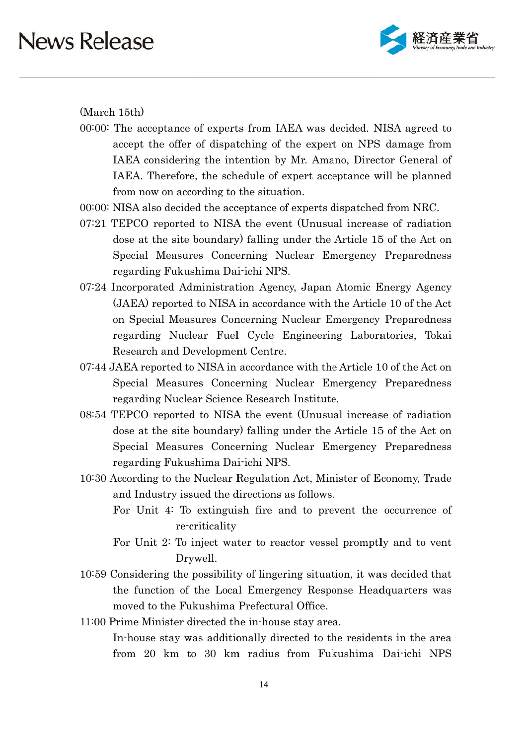(March 15th)

00:00: The acceptance of experts from IAEA was decided. NISA agreed to accept the offer of dispatching of the expert on NPS damage from IAEA considering the intention by Mr. Amano, Director General of IAEA. Therefore, the schedule of expert acceptance will be planned from now on according to the situation.

00:00: NISA also decided the acceptance of experts dispatched from NRC.

07:21 TEPCO reported to NISA the event (Unusual increase of radiation dose at the site boundary) falling under the Article 15 of the Act on Special Measures Concerning Nuclear Emergency Preparedness regarding Fukushima Dai-ichi NPS.

07:24 Incorporated Administration Agency, Japan Atomic Energy Agency (JAEA) reported to NISA in accordance with the Article 10 of the Act on Special Measures Concerning Nuclear Emergency Preparedness regarding Nuclear Fuel Cycle Engineering Laboratories, Tokai Research and Development Centre.

07:44 JAEA reported to NISA in accordance with the Article 10 of the Act on Special Measures Concerning Nuclear Emergency Preparedness regarding Nuclear Science Research Institute.

08:54 TEPCO reported to NISA the event (Unusual increase of radiation dose at the site boundary) falling under the Article 15 of the Act on Special Measures Concerning Nuclear Emergency Preparedness regarding Fukushima Dai-ichi NPS.

10:30 According to the Nuclear Regulation Act, Minister of Economy, Trade and Industry issued the directions as follows.

For Unit 4: To extinguish fire and to prevent the occurrence of re-criticality

For Unit 2: To inject water to reactor vessel promptly and to vent Drywell.

10:59 Considering the possibility of lingering situation, it was decided that the function of the Local Emergency Response Headquarters was moved to the Fukushima Prefectural Office.

11:00 Prime Minister directed the in-house stay area.

In-house stay was additionally directed to the residents in the area from 20 km to 30 km radius from Fukushima Dai-ichi NPS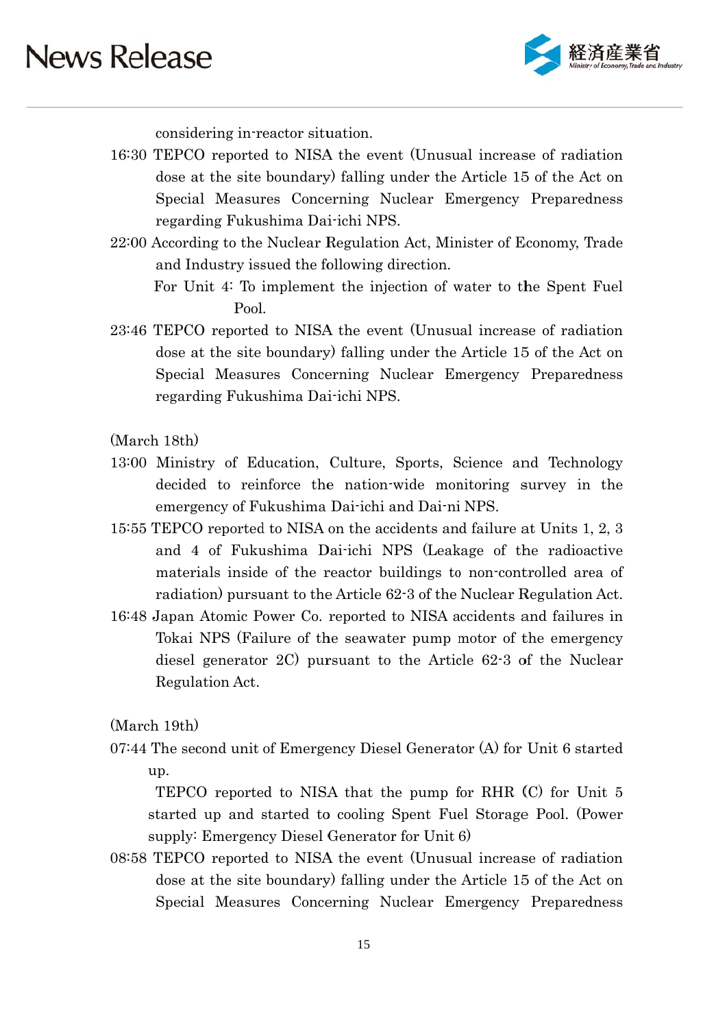considering in-reactor situation.

16:30 TEPCO reported to NISA the event (Unusual increase of radiation dose at the site boundary) falling under the Article 15 of the Act on Special Measures Concerning Nuclear Emergency Preparedness regarding Fukushima Dai-ichi NPS.

22:00 According to the Nuclear Regulation Act, Minister of Economy, Trade and Industry issued the following direction.

For Unit 4: To implement the injection of water to the Spent Fuel Pool.

23:46 TEPCO reported to NISA the event (Unusual increase of radiation dose at the site boundary) falling under the Article 15 of the Act on Special Measures Concerning Nuclear Emergency Preparedness regarding Fukushima Dai-ichi NPS.

(March 18th)

13:00 Ministry of Education, Culture, Sports, Science and Technology decided to reinforce the nation-wide monitoring survey in the emergency of Fukushima Dai-ichi and Dai-ni NPS.

15:55 TEPCO reported to NISA on the accidents and failure at Units 1, 2, 3 and 4 of Fukushima Dai-ichi NPS (Leakage of the radioactive materials inside of the reactor buildings to non-controlled area of radiation) pursuant to the Article 62-3 of the Nuclear Regulation Act.

16:48 Japan Atomic Power Co. reported to NISA accidents and failures in Tokai NPS (Failure of the seawater pump motor of the emergency diesel generator 2C) pursuant to the Article 62-3 of the Nuclear Regulation Act.

(March 19th)

07:44 The second unit of Emergency Diesel Generator (A) for Unit 6 started up.

TEPCO reported to NISA that the pump for RHR (C) for Unit 5 started up and started to cooling Spent Fuel Storage Pool. (Power supply: Emergency Diesel Generator for Unit 6)

08:58 TEPCO reported to NISA the event (Unusual increase of radiation dose at the site boundary) falling under the Article 15 of the Act on Special Measures Concerning Nuclear Emergency Preparedness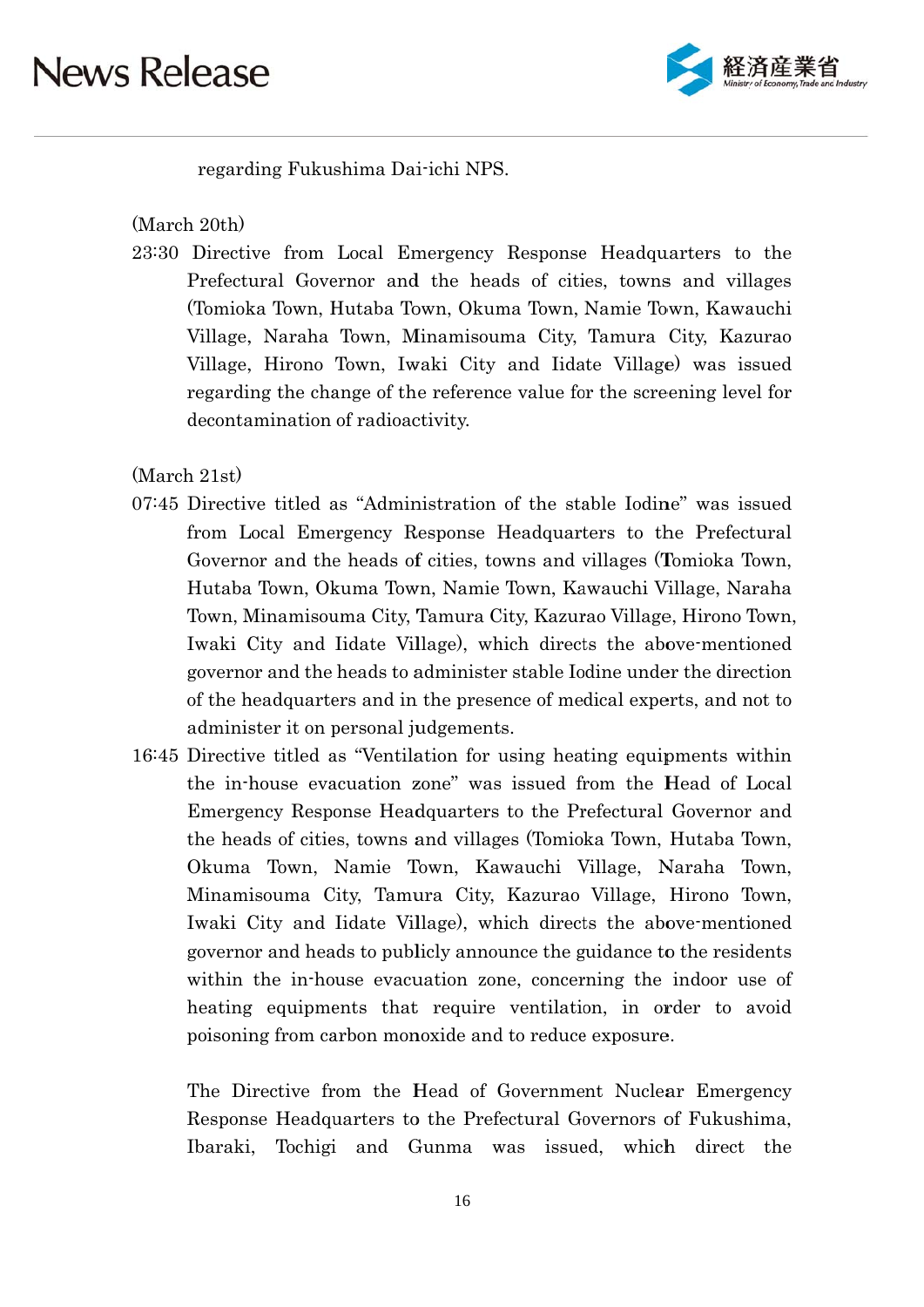regarding Fukushima Dai-ichi NPS.

(March 20th)

23:30 Directive from Local Emergency Response Headquarters to the Prefectural Governor and the heads of cities, towns and villages (Tomioka Town, Hutaba Town, Okuma Town, Namie Town, Kawauchi Village, Naraha Town, Minamisouma City, Tamura City, Kazurao Village, Hirono Town, Iwaki City and Iidate Village) was issued regarding the change of the reference value for the screening level for decontamination of radioactivity.

(March 21st)

07:45 Directive titled as "Administration of the stable Iodine" was issued from Local Emergency Response Headquarters to the Prefectural Governor and the heads of cities, towns and villages (Tomioka Town, Hutaba Town, Okuma Town, Namie Town, Kawauchi Village, Naraha Town, Minamisouma City, Tamura City, Kazurao Village, Hirono Town, Iwaki City and Iidate Village), which directs the above-mentioned governor and the heads to administer stable Iodine under the direction of the headquarters and in the presence of medical experts, and not to administer it on personal judgements.

16:45 Directive titled as "Ventilation for using heating equipments within the in-house evacuation zone" was issued from the Head of Local Emergency Response Headquarters to the Prefectural Governor and the heads of cities, towns and villages (Tomioka Town, Hutaba Town, Okuma Town, Namie Town, Kawauchi Village, Naraha Town, Minamisouma City, Tamura City, Kazurao Village, Hirono Town, Iwaki City and Iidate Village), which directs the above-mentioned governor and heads to publicly announce the guidance to the residents within the in-house evacuation zone, concerning the indoor use of heating equipments that require ventilation, in order to avoid poisoning from carbon monoxide and to reduce exposure.

The Directive from the Head of Government Nuclear Emergency Response Headquarters to the Prefectural Governors of Fukushima, Ibaraki, Tochigi and Gunma was issued, which direct the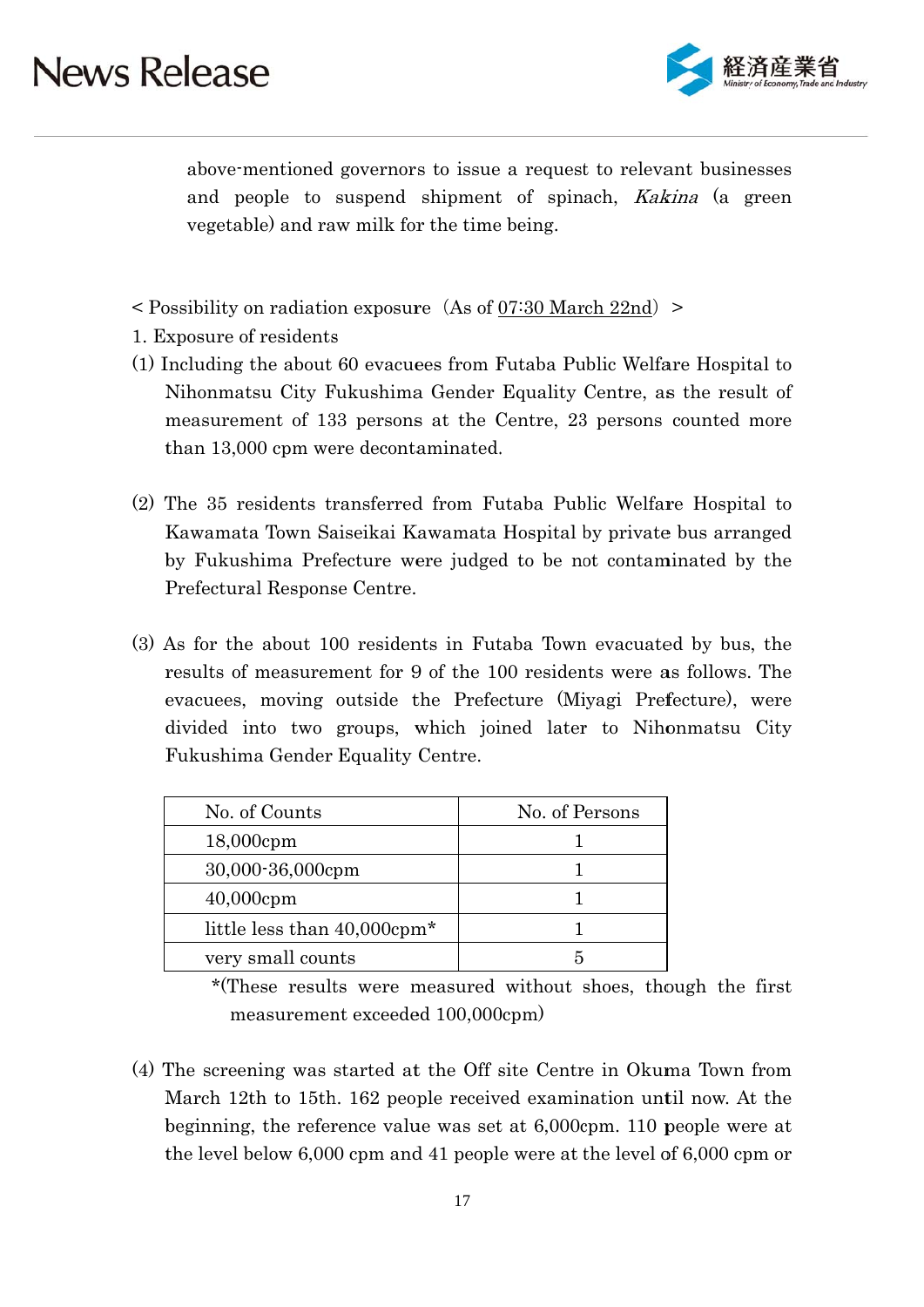above-mentioned governors to issue a request to relevant businesses and people to suspend shipment of spinach, *Kakina* (a green vegetable) and raw milk for the time being.

< Possibility on radiation exposure（As of 07:30 March 22nd）>

1. Exposure of residents

(1) Including the about 60 evacuees from Futaba Public Welfare Hospital to Nihonmatsu City Fukushima Gender Equality Centre, as the result of measurement of 133 persons at the Centre, 23 persons counted more than 13,000 cpm were decontaminated.

(2) The 35 residents transferred from Futaba Public Welfare Hospital to Kawamata Town Saiseikai Kawamata Hospital by private bus arranged by Fukushima Prefecture were judged to be not contaminated by the Prefectural Response Centre.

(3) As for the about 100 residents in Futaba Town evacuated by bus, the results of measurement for 9 of the 100 residents were as follows. The evacuees, moving outside the Prefecture (Miyagi Prefecture), were divided into two groups, which joined later to Nihonmatsu City Fukushima Gender Equality Centre.

| No. of Counts | No. of Persons |
|---|---|
| 18,000cpm | 1 |
| 30,000-36,000cpm | 1 |
| 40,000cpm | 1 |
| little less than 40,000cpm* | 1 |
| very small counts | 5 |

*(These results were measured without shoes, though the first measurement exceeded 100,000cpm)

(4) The screening was started at the Off site Centre in Okuma Town from March 12th to 15th. 162 people received examination until now. At the beginning, the reference value was set at 6,000cpm. 110 people were at the level below 6,000 cpm and 41 people were at the level of 6,000 cpm or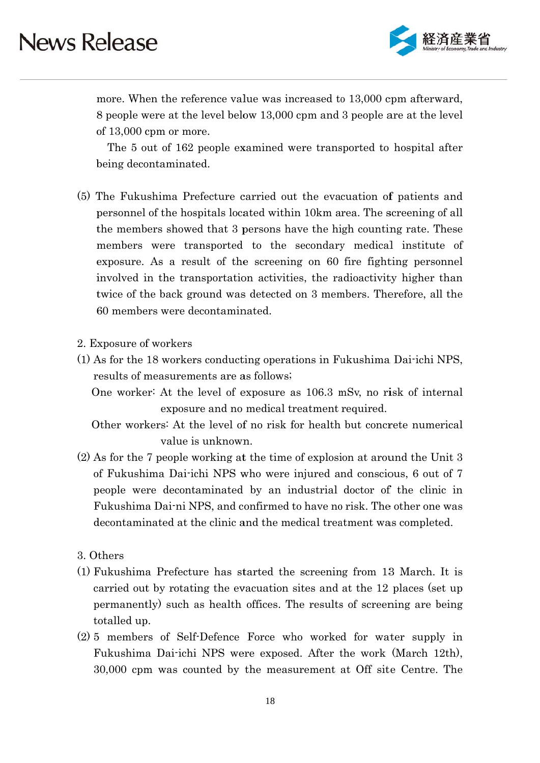more. When the reference value was increased to 13,000 cpm afterward, 8 people were at the level below 13,000 cpm and 3 people are at the level of 13,000 cpm or more.

The 5 out of 162 people examined were transported to hospital after being decontaminated.

(5) The Fukushima Prefecture carried out the evacuation of patients and personnel of the hospitals located within 10km area. The screening of all the members showed that 3 persons have the high counting rate. These members were transported to the secondary medical institute of exposure. As a result of the screening on 60 fire fighting personnel involved in the transportation activities, the radioactivity higher than twice of the back ground was detected on 3 members. Therefore, all the 60 members were decontaminated.

2. Exposure of workers

(1) As for the 18 workers conducting operations in Fukushima Dai-ichi NPS, results of measurements are as follows;

One worker: At the level of exposure as 106.3 mSv, no risk of internal exposure and no medical treatment required.

Other workers: At the level of no risk for health but concrete numerical value is unknown.

(2) As for the 7 people working at the time of explosion at around the Unit 3 of Fukushima Dai-ichi NPS who were injured and conscious, 6 out of 7 people were decontaminated by an industrial doctor of the clinic in Fukushima Dai-ni NPS, and confirmed to have no risk. The other one was decontaminated at the clinic and the medical treatment was completed.

3. Others

(1) Fukushima Prefecture has started the screening from 13 March. It is carried out by rotating the evacuation sites and at the 12 places (set up permanently) such as health offices. The results of screening are being totalled up.

(2) 5 members of Self-Defence Force who worked for water supply in Fukushima Dai-ichi NPS were exposed. After the work (March 12th), 30,000 cpm was counted by the measurement at Off site Centre. The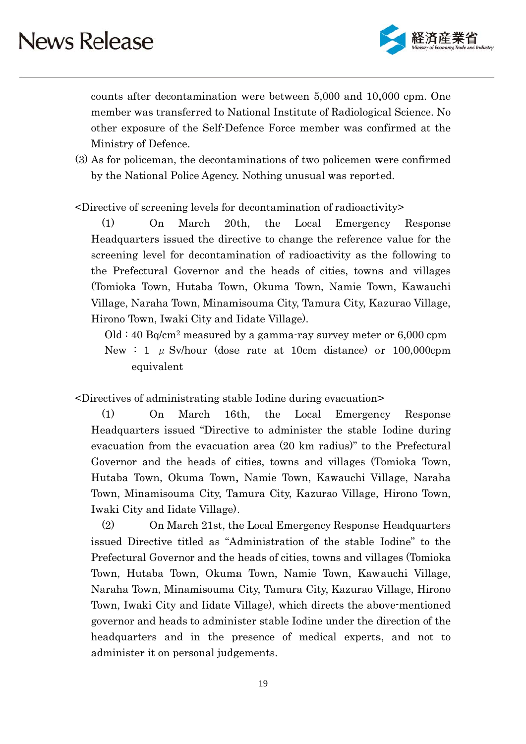counts after decontamination were between 5,000 and 10,000 cpm. One member was transferred to National Institute of Radiological Science. No other exposure of the Self-Defence Force member was confirmed at the Ministry of Defence.

(3) As for policeman, the decontaminations of two policemen were confirmed by the National Police Agency. Nothing unusual was reported.

<Directive of screening levels for decontamination of radioactivity>

(1) On March 20th, the Local Emergency Response Headquarters issued the directive to change the reference value for the screening level for decontamination of radioactivity as the following to the Prefectural Governor and the heads of cities, towns and villages (Tomioka Town, Hutaba Town, Okuma Town, Namie Town, Kawauchi Village, Naraha Town, Minamisouma City, Tamura City, Kazurao Village, Hirono Town, Iwaki City and Iidate Village).

Old : 40 Bq/cm$^2$ measured by a gamma-ray survey meter or 6,000 cpm

New : 1 $\mu$ Sv/hour (dose rate at 10cm distance) or 100,000cpm equivalent

<Directives of administrating stable Iodine during evacuation>

(1) On March 16th, the Local Emergency Response Headquarters issued "Directive to administer the stable Iodine during evacuation from the evacuation area (20 km radius)" to the Prefectural Governor and the heads of cities, towns and villages (Tomioka Town, Hutaba Town, Okuma Town, Namie Town, Kawauchi Village, Naraha Town, Minamisouma City, Tamura City, Kazurao Village, Hirono Town, Iwaki City and Iidate Village).

(2) On March 21st, the Local Emergency Response Headquarters issued Directive titled as "Administration of the stable Iodine" to the Prefectural Governor and the heads of cities, towns and villages (Tomioka Town, Hutaba Town, Okuma Town, Namie Town, Kawauchi Village, Naraha Town, Minamisouma City, Tamura City, Kazurao Village, Hirono Town, Iwaki City and Iidate Village), which directs the above-mentioned governor and heads to administer stable Iodine under the direction of the headquarters and in the presence of medical experts, and not to administer it on personal judgements.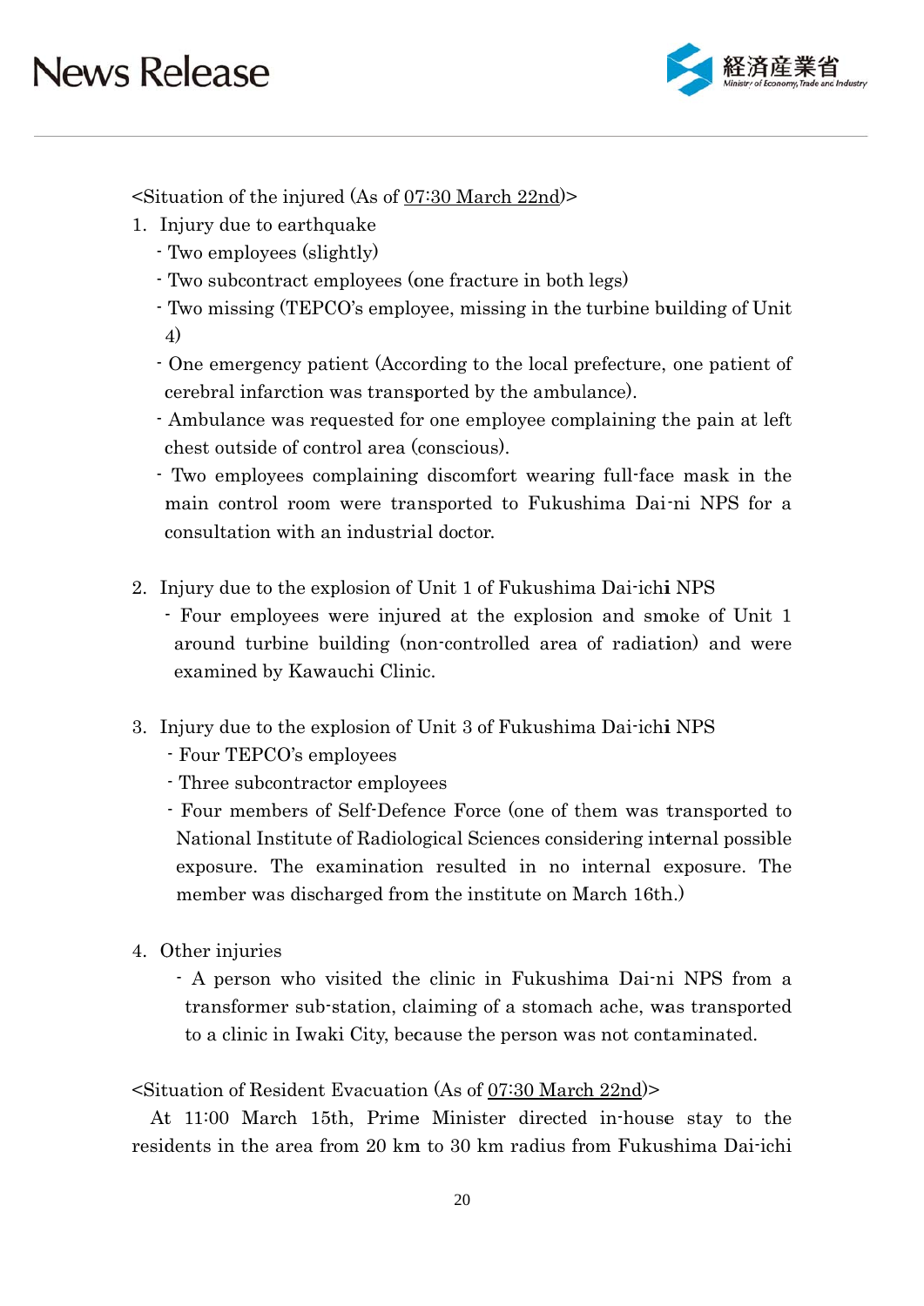<Situation of the injured (As of <u>07:30 March 22nd</u>)>

1. Injury due to earthquake
   - Two employees (slightly)
   - Two subcontract employees (one fracture in both legs)
   - Two missing (TEPCO's employee, missing in the turbine building of Unit 4)
   - One emergency patient (According to the local prefecture, one patient of cerebral infarction was transported by the ambulance).
   - Ambulance was requested for one employee complaining the pain at left chest outside of control area (conscious).
   - Two employees complaining discomfort wearing full-face mask in the main control room were transported to Fukushima Dai-ni NPS for a consultation with an industrial doctor.

2. Injury due to the explosion of Unit 1 of Fukushima Dai-ichi NPS
   - Four employees were injured at the explosion and smoke of Unit 1 around turbine building (non-controlled area of radiation) and were examined by Kawauchi Clinic.

3. Injury due to the explosion of Unit 3 of Fukushima Dai-ichi NPS
   - Four TEPCO's employees
   - Three subcontractor employees
   - Four members of Self-Defence Force (one of them was transported to National Institute of Radiological Sciences considering internal possible exposure. The examination resulted in no internal exposure. The member was discharged from the institute on March 16th.)

4. Other injuries
   - A person who visited the clinic in Fukushima Dai-ni NPS from a transformer sub-station, claiming of a stomach ache, was transported to a clinic in Iwaki City, because the person was not contaminated.

<Situation of Resident Evacuation (As of <u>07:30 March 22nd</u>)>

At 11:00 March 15th, Prime Minister directed in-house stay to the residents in the area from 20 km to 30 km radius from Fukushima Dai-ichi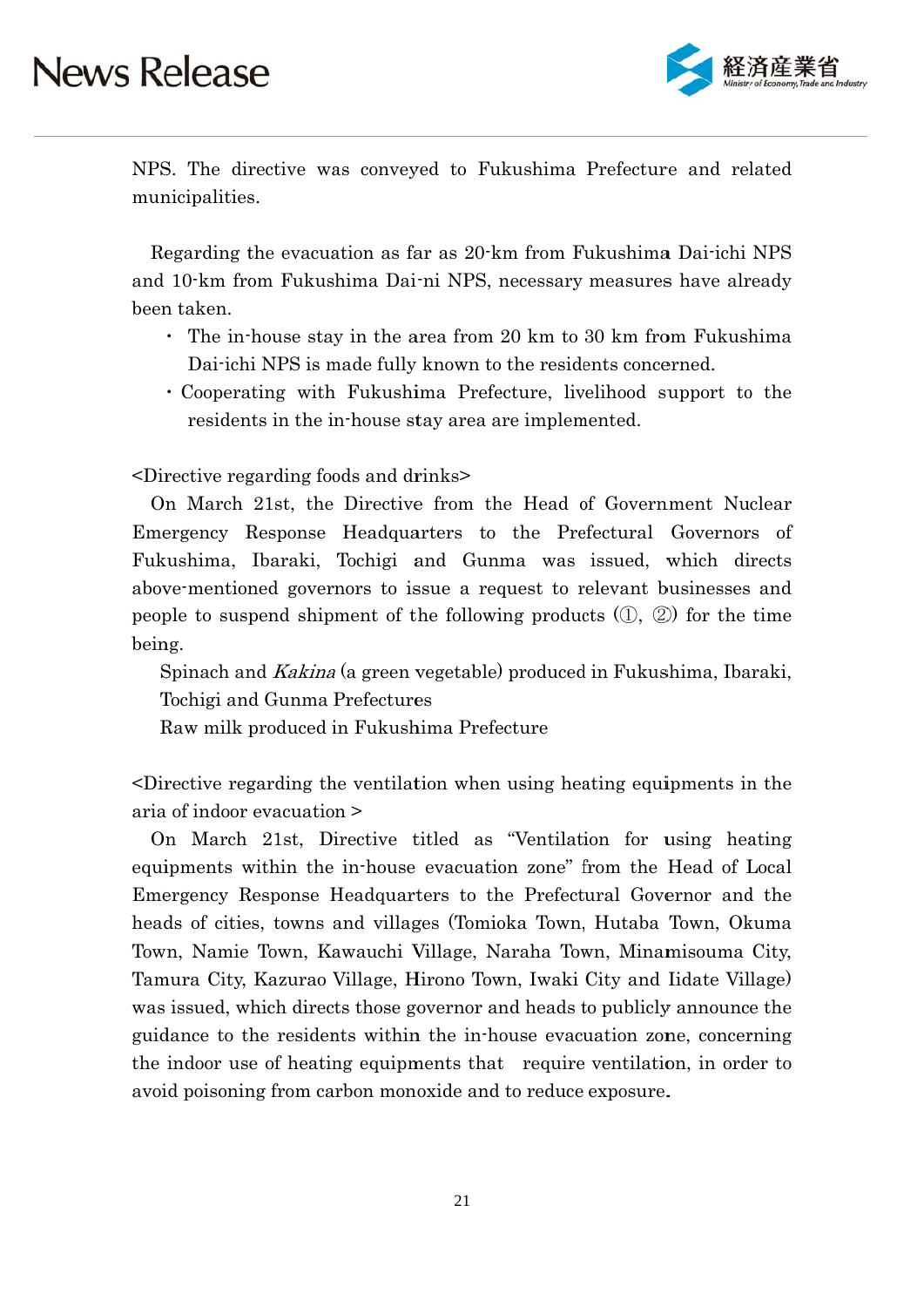NPS. The directive was conveyed to Fukushima Prefecture and related municipalities.

Regarding the evacuation as far as 20-km from Fukushima Dai-ichi NPS and 10-km from Fukushima Dai-ni NPS, necessary measures have already been taken.

- The in-house stay in the area from 20 km to 30 km from Fukushima Dai-ichi NPS is made fully known to the residents concerned.
- Cooperating with Fukushima Prefecture, livelihood support to the residents in the in-house stay area are implemented.

<Directive regarding foods and drinks>

On March 21st, the Directive from the Head of Government Nuclear Emergency Response Headquarters to the Prefectural Governors of Fukushima, Ibaraki, Tochigi and Gunma was issued, which directs above-mentioned governors to issue a request to relevant businesses and people to suspend shipment of the following products (①, ②) for the time being.

Spinach and *Kakina* (a green vegetable) produced in Fukushima, Ibaraki, Tochigi and Gunma Prefectures

Raw milk produced in Fukushima Prefecture

<Directive regarding the ventilation when using heating equipments in the aria of indoor evacuation >

On March 21st, Directive titled as "Ventilation for using heating equipments within the in-house evacuation zone" from the Head of Local Emergency Response Headquarters to the Prefectural Governor and the heads of cities, towns and villages (Tomioka Town, Hutaba Town, Okuma Town, Namie Town, Kawauchi Village, Naraha Town, Minamisouma City, Tamura City, Kazurao Village, Hirono Town, Iwaki City and Iidate Village) was issued, which directs those governor and heads to publicly announce the guidance to the residents within the in-house evacuation zone, concerning the indoor use of heating equipments that require ventilation, in order to avoid poisoning from carbon monoxide and to reduce exposure.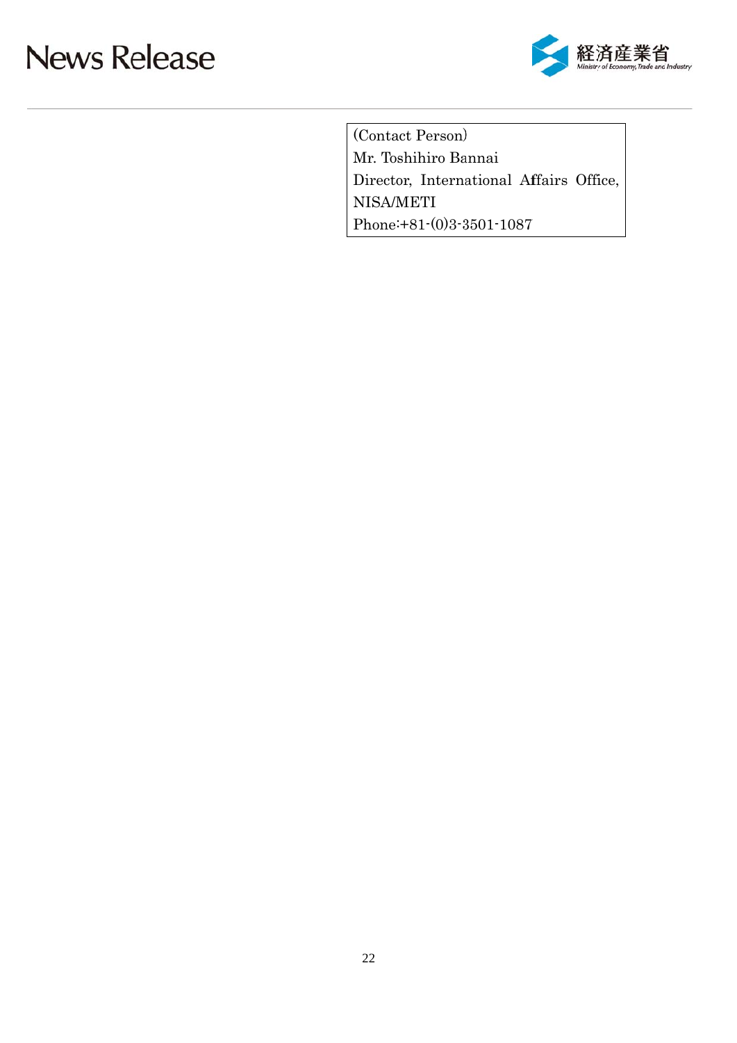(Contact Person)
Mr. Toshihiro Bannai
Director, International Affairs Office, NISA/METI
Phone:+81-(0)3-3501-1087